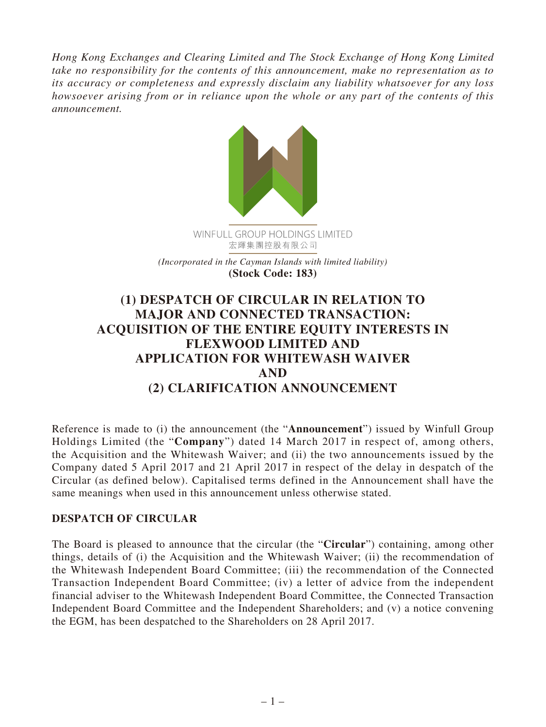*Hong Kong Exchanges and Clearing Limited and The Stock Exchange of Hong Kong Limited take no responsibility for the contents of this announcement, make no representation as to its accuracy or completeness and expressly disclaim any liability whatsoever for any loss howsoever arising from or in reliance upon the whole or any part of the contents of this announcement.*

WINFULL GROUP HOLDINGS LIMITED
宏輝集團控股有限公司

*(Incorporated in the Cayman Islands with limited liability)*
**(Stock Code: 183)**

# (1) DESPATCH OF CIRCULAR IN RELATION TO MAJOR AND CONNECTED TRANSACTION: ACQUISITION OF THE ENTIRE EQUITY INTERESTS IN FLEXWOOD LIMITED AND APPLICATION FOR WHITEWASH WAIVER AND (2) CLARIFICATION ANNOUNCEMENT

Reference is made to (i) the announcement (the "**Announcement**") issued by Winfull Group Holdings Limited (the "**Company**") dated 14 March 2017 in respect of, among others, the Acquisition and the Whitewash Waiver; and (ii) the two announcements issued by the Company dated 5 April 2017 and 21 April 2017 in respect of the delay in despatch of the Circular (as defined below). Capitalised terms defined in the Announcement shall have the same meanings when used in this announcement unless otherwise stated.

## DESPATCH OF CIRCULAR

The Board is pleased to announce that the circular (the "**Circular**") containing, among other things, details of (i) the Acquisition and the Whitewash Waiver; (ii) the recommendation of the Whitewash Independent Board Committee; (iii) the recommendation of the Connected Transaction Independent Board Committee; (iv) a letter of advice from the independent financial adviser to the Whitewash Independent Board Committee, the Connected Transaction Independent Board Committee and the Independent Shareholders; and (v) a notice convening the EGM, has been despatched to the Shareholders on 28 April 2017.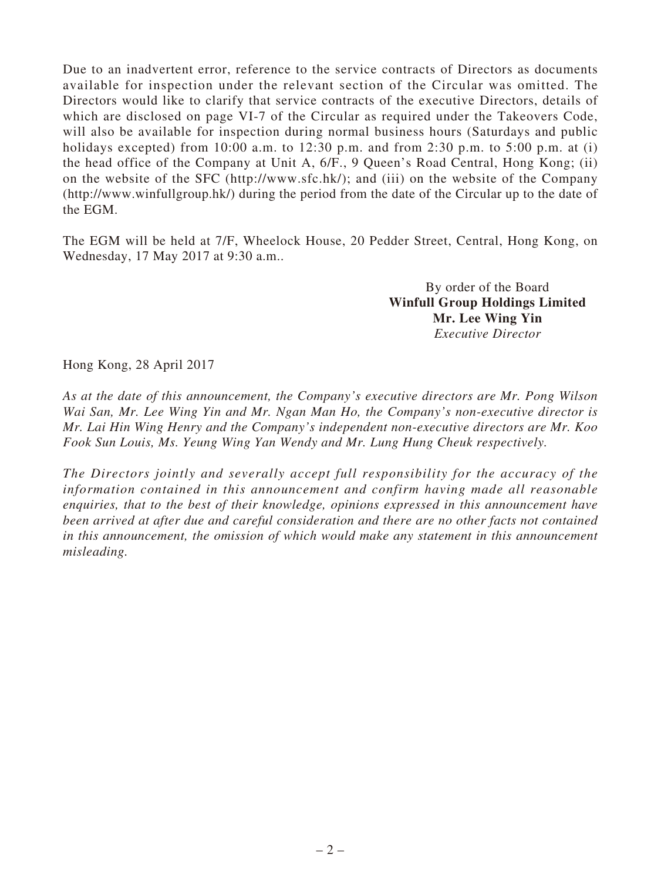Due to an inadvertent error, reference to the service contracts of Directors as documents available for inspection under the relevant section of the Circular was omitted. The Directors would like to clarify that service contracts of the executive Directors, details of which are disclosed on page VI-7 of the Circular as required under the Takeovers Code, will also be available for inspection during normal business hours (Saturdays and public holidays excepted) from 10:00 a.m. to 12:30 p.m. and from 2:30 p.m. to 5:00 p.m. at (i) the head office of the Company at Unit A, 6/F., 9 Queen's Road Central, Hong Kong; (ii) on the website of the SFC (http://www.sfc.hk/); and (iii) on the website of the Company (http://www.winfullgroup.hk/) during the period from the date of the Circular up to the date of the EGM.

The EGM will be held at 7/F, Wheelock House, 20 Pedder Street, Central, Hong Kong, on Wednesday, 17 May 2017 at 9:30 a.m..

By order of the Board
**Winfull Group Holdings Limited**
**Mr. Lee Wing Yin**
*Executive Director*

Hong Kong, 28 April 2017

*As at the date of this announcement, the Company's executive directors are Mr. Pong Wilson Wai San, Mr. Lee Wing Yin and Mr. Ngan Man Ho, the Company's non-executive director is Mr. Lai Hin Wing Henry and the Company's independent non-executive directors are Mr. Koo Fook Sun Louis, Ms. Yeung Wing Yan Wendy and Mr. Lung Hung Cheuk respectively.*

*The Directors jointly and severally accept full responsibility for the accuracy of the information contained in this announcement and confirm having made all reasonable enquiries, that to the best of their knowledge, opinions expressed in this announcement have been arrived at after due and careful consideration and there are no other facts not contained in this announcement, the omission of which would make any statement in this announcement misleading.*